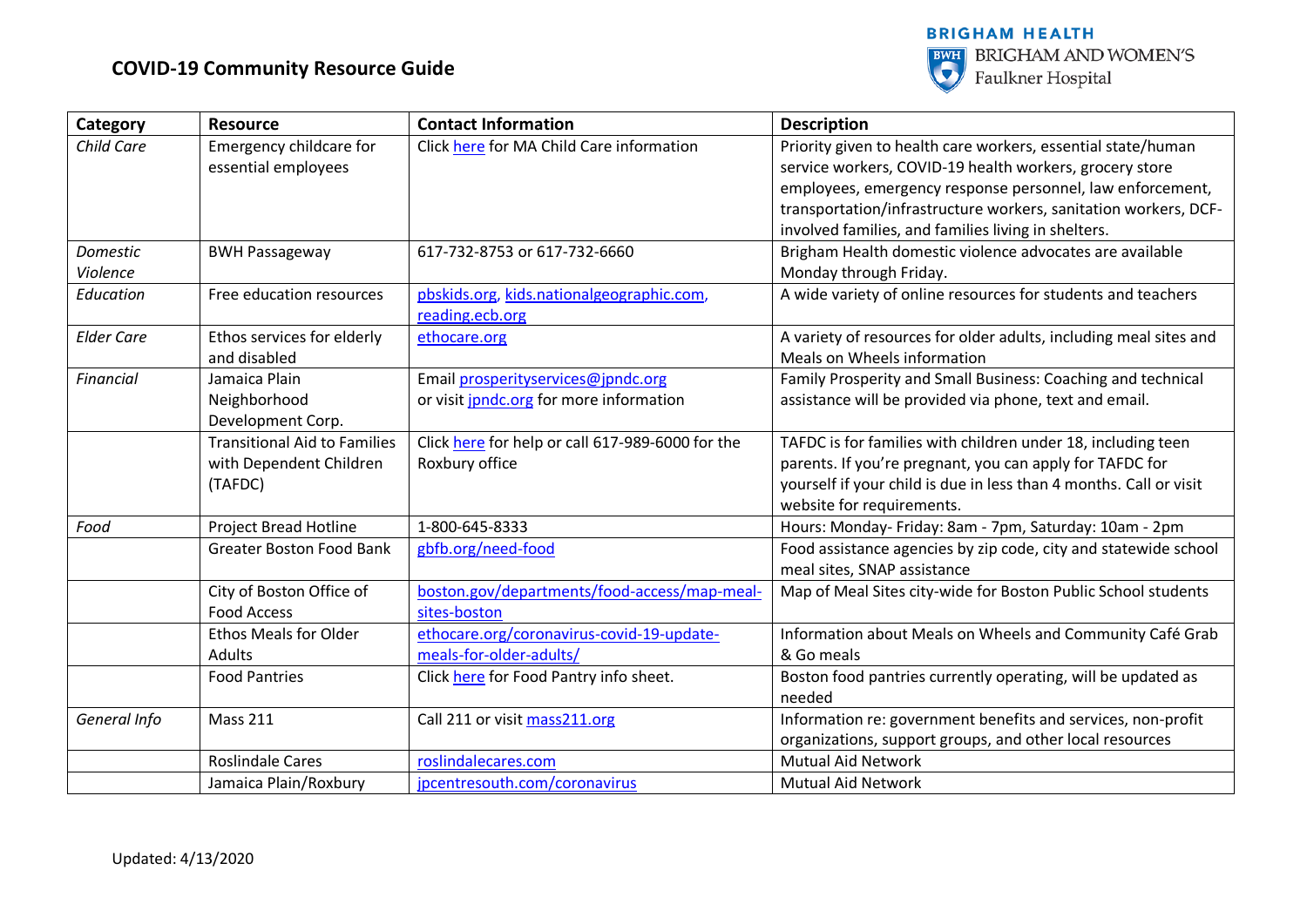# COVID-19 Community Resource Guide

| Category | Resource | Contact Information | Description |
|---|---|---|---|
| *Child Care* | Emergency childcare for essential employees | Click here for MA Child Care information | Priority given to health care workers, essential state/human service workers, COVID-19 health workers, grocery store employees, emergency response personnel, law enforcement, transportation/infrastructure workers, sanitation workers, DCF-involved families, and families living in shelters. |
| *Domestic Violence* | BWH Passageway | 617-732-8753 or 617-732-6660 | Brigham Health domestic violence advocates are available Monday through Friday. |
| *Education* | Free education resources | pbskids.org, kids.nationalgeographic.com, reading.ecb.org | A wide variety of online resources for students and teachers |
| *Elder Care* | Ethos services for elderly and disabled | ethocare.org | A variety of resources for older adults, including meal sites and Meals on Wheels information |
| *Financial* | Jamaica Plain Neighborhood Development Corp. | Email prosperityservices@jpndc.org or visit jpndc.org for more information | Family Prosperity and Small Business: Coaching and technical assistance will be provided via phone, text and email. |
| | Transitional Aid to Families with Dependent Children (TAFDC) | Click here for help or call 617-989-6000 for the Roxbury office | TAFDC is for families with children under 18, including teen parents. If you're pregnant, you can apply for TAFDC for yourself if your child is due in less than 4 months. Call or visit website for requirements. |
| *Food* | Project Bread Hotline | 1-800-645-8333 | Hours: Monday- Friday: 8am - 7pm, Saturday: 10am - 2pm |
| | Greater Boston Food Bank | gbfb.org/need-food | Food assistance agencies by zip code, city and statewide school meal sites, SNAP assistance |
| | City of Boston Office of Food Access | boston.gov/departments/food-access/map-meal-sites-boston | Map of Meal Sites city-wide for Boston Public School students |
| | Ethos Meals for Older Adults | ethocare.org/coronavirus-covid-19-update-meals-for-older-adults/ | Information about Meals on Wheels and Community Café Grab & Go meals |
| | Food Pantries | Click here for Food Pantry info sheet. | Boston food pantries currently operating, will be updated as needed |
| *General Info* | Mass 211 | Call 211 or visit mass211.org | Information re: government benefits and services, non-profit organizations, support groups, and other local resources |
| | Roslindale Cares | roslindalecares.com | Mutual Aid Network |
| | Jamaica Plain/Roxbury | jpcentresouth.com/coronavirus | Mutual Aid Network |

Updated: 4/13/2020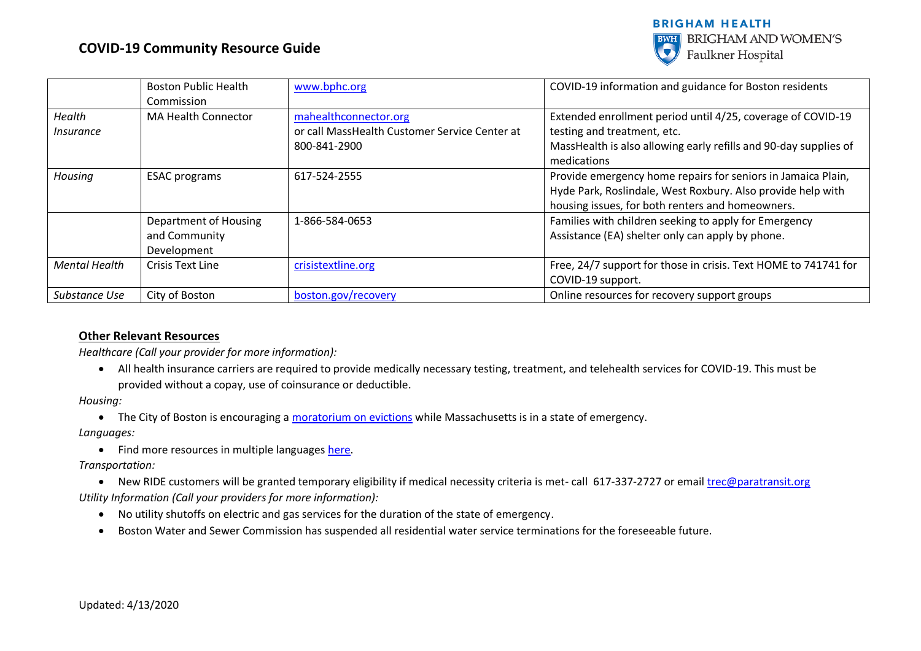| | | | |
|---|---|---|---|
| | Boston Public Health Commission | www.bphc.org | COVID-19 information and guidance for Boston residents |
| *Health Insurance* | MA Health Connector | mahealthconnector.org or call MassHealth Customer Service Center at 800-841-2900 | Extended enrollment period until 4/25, coverage of COVID-19 testing and treatment, etc. MassHealth is also allowing early refills and 90-day supplies of medications |
| *Housing* | ESAC programs | 617-524-2555 | Provide emergency home repairs for seniors in Jamaica Plain, Hyde Park, Roslindale, West Roxbury. Also provide help with housing issues, for both renters and homeowners. |
| | Department of Housing and Community Development | 1-866-584-0653 | Families with children seeking to apply for Emergency Assistance (EA) shelter only can apply by phone. |
| *Mental Health* | Crisis Text Line | crisistextline.org | Free, 24/7 support for those in crisis. Text HOME to 741741 for COVID-19 support. |
| *Substance Use* | City of Boston | boston.gov/recovery | Online resources for recovery support groups |

**Other Relevant Resources**

*Healthcare (Call your provider for more information):*

- All health insurance carriers are required to provide medically necessary testing, treatment, and telehealth services for COVID-19. This must be provided without a copay, use of coinsurance or deductible.

*Housing:*

- The City of Boston is encouraging a moratorium on evictions while Massachusetts is in a state of emergency.

*Languages:*

- Find more resources in multiple languages here.

*Transportation:*

- New RIDE customers will be granted temporary eligibility if medical necessity criteria is met- call 617-337-2727 or email trec@paratransit.org

*Utility Information (Call your providers for more information):*

- No utility shutoffs on electric and gas services for the duration of the state of emergency.
- Boston Water and Sewer Commission has suspended all residential water service terminations for the foreseeable future.

Updated: 4/13/2020